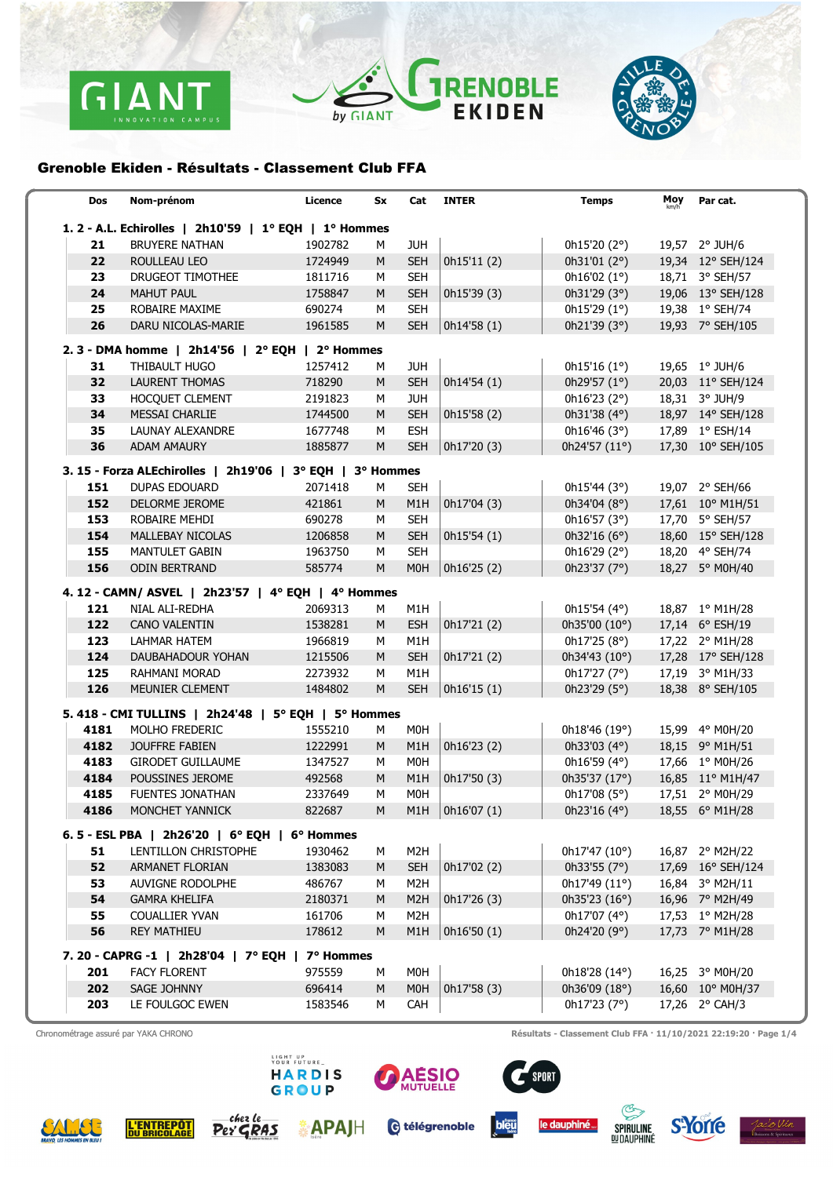## Grenoble Ekiden - Résultats - Classement Club FFA

| Dos | Nom-prénom | Licence | Sx | Cat | INTER | Temps | Moy km/h | Par cat. |
|---|---|---|---|---|---|---|---|---|
| **1. 2 - A.L. Echirolles \| 2h10'59 \| 1° EQH \| 1° Hommes** | | | | | | | | |
| 21 | BRUYERE NATHAN | 1902782 | M | JUH | | 0h15'20 (2°) | 19,57 | 2° JUH/6 |
| 22 | ROULLEAU LEO | 1724949 | M | SEH | 0h15'11 (2) | 0h31'01 (2°) | 19,34 | 12° SEH/124 |
| 23 | DRUGEOT TIMOTHEE | 1811716 | M | SEH | | 0h16'02 (1°) | 18,71 | 3° SEH/57 |
| 24 | MAHUT PAUL | 1758847 | M | SEH | 0h15'39 (3) | 0h31'29 (3°) | 19,06 | 13° SEH/128 |
| 25 | ROBAIRE MAXIME | 690274 | M | SEH | | 0h15'29 (1°) | 19,38 | 1° SEH/74 |
| 26 | DARU NICOLAS-MARIE | 1961585 | M | SEH | 0h14'58 (1) | 0h21'39 (3°) | 19,93 | 7° SEH/105 |
| **2. 3 - DMA homme \| 2h14'56 \| 2° EQH \| 2° Hommes** | | | | | | | | |
| 31 | THIBAULT HUGO | 1257412 | M | JUH | | 0h15'16 (1°) | 19,65 | 1° JUH/6 |
| 32 | LAURENT THOMAS | 718290 | M | SEH | 0h14'54 (1) | 0h29'57 (1°) | 20,03 | 11° SEH/124 |
| 33 | HOCQUET CLEMENT | 2191823 | M | JUH | | 0h16'23 (2°) | 18,31 | 3° JUH/9 |
| 34 | MESSAI CHARLIE | 1744500 | M | SEH | 0h15'58 (2) | 0h31'38 (4°) | 18,97 | 14° SEH/128 |
| 35 | LAUNAY ALEXANDRE | 1677748 | M | ESH | | 0h16'46 (3°) | 17,89 | 1° ESH/14 |
| 36 | ADAM AMAURY | 1885877 | M | SEH | 0h17'20 (3) | 0h24'57 (11°) | 17,30 | 10° SEH/105 |
| **3. 15 - Forza ALEchirolles \| 2h19'06 \| 3° EQH \| 3° Hommes** | | | | | | | | |
| 151 | DUPAS EDOUARD | 2071418 | M | SEH | | 0h15'44 (3°) | 19,07 | 2° SEH/66 |
| 152 | DELORME JEROME | 421861 | M | M1H | 0h17'04 (3) | 0h34'04 (8°) | 17,61 | 10° M1H/51 |
| 153 | ROBAIRE MEHDI | 690278 | M | SEH | | 0h16'57 (3°) | 17,70 | 5° SEH/57 |
| 154 | MALLEBAY NICOLAS | 1206858 | M | SEH | 0h15'54 (1) | 0h32'16 (6°) | 18,60 | 15° SEH/128 |
| 155 | MANTULET GABIN | 1963750 | M | SEH | | 0h16'29 (2°) | 18,20 | 4° SEH/74 |
| 156 | ODIN BERTRAND | 585774 | M | M0H | 0h16'25 (2) | 0h23'37 (7°) | 18,27 | 5° M0H/40 |
| **4. 12 - CAMN/ ASVEL \| 2h23'57 \| 4° EQH \| 4° Hommes** | | | | | | | | |
| 121 | NIAL ALI-REDHA | 2069313 | M | M1H | | 0h15'54 (4°) | 18,87 | 1° M1H/28 |
| 122 | CANO VALENTIN | 1538281 | M | ESH | 0h17'21 (2) | 0h35'00 (10°) | 17,14 | 6° ESH/19 |
| 123 | LAHMAR HATEM | 1966819 | M | M1H | | 0h17'25 (8°) | 17,22 | 2° M1H/28 |
| 124 | DAUBAHADOUR YOHAN | 1215506 | M | SEH | 0h17'21 (2) | 0h34'43 (10°) | 17,28 | 17° SEH/128 |
| 125 | RAHMANI MORAD | 2273932 | M | M1H | | 0h17'27 (7°) | 17,19 | 3° M1H/33 |
| 126 | MEUNIER CLEMENT | 1484802 | M | SEH | 0h16'15 (1) | 0h23'29 (5°) | 18,38 | 8° SEH/105 |
| **5. 418 - CMI TULLINS \| 2h24'48 \| 5° EQH \| 5° Hommes** | | | | | | | | |
| 4181 | MOLHO FREDERIC | 1555210 | M | M0H | | 0h18'46 (19°) | 15,99 | 4° M0H/20 |
| 4182 | JOUFFRE FABIEN | 1222991 | M | M1H | 0h16'23 (2) | 0h33'03 (4°) | 18,15 | 9° M1H/51 |
| 4183 | GIRODET GUILLAUME | 1347527 | M | M0H | | 0h16'59 (4°) | 17,66 | 1° M0H/26 |
| 4184 | POUSSINES JEROME | 492568 | M | M1H | 0h17'50 (3) | 0h35'37 (17°) | 16,85 | 11° M1H/47 |
| 4185 | FUENTES JONATHAN | 2337649 | M | M0H | | 0h17'08 (5°) | 17,51 | 2° M0H/29 |
| 4186 | MONCHET YANNICK | 822687 | M | M1H | 0h16'07 (1) | 0h23'16 (4°) | 18,55 | 6° M1H/28 |
| **6. 5 - ESL PBA \| 2h26'20 \| 6° EQH \| 6° Hommes** | | | | | | | | |
| 51 | LENTILLON CHRISTOPHE | 1930462 | M | M2H | | 0h17'47 (10°) | 16,87 | 2° M2H/22 |
| 52 | ARMANET FLORIAN | 1383083 | M | SEH | 0h17'02 (2) | 0h33'55 (7°) | 17,69 | 16° SEH/124 |
| 53 | AUVIGNE RODOLPHE | 486767 | M | M2H | | 0h17'49 (11°) | 16,84 | 3° M2H/11 |
| 54 | GAMRA KHELIFA | 2180371 | M | M2H | 0h17'26 (3) | 0h35'23 (16°) | 16,96 | 7° M2H/49 |
| 55 | COUALLIER YVAN | 161706 | M | M2H | | 0h17'07 (4°) | 17,53 | 1° M2H/28 |
| 56 | REY MATHIEU | 178612 | M | M1H | 0h16'50 (1) | 0h24'20 (9°) | 17,73 | 7° M1H/28 |
| **7. 20 - CAPRG -1 \| 2h28'04 \| 7° EQH \| 7° Hommes** | | | | | | | | |
| 201 | FACY FLORENT | 975559 | M | M0H | | 0h18'28 (14°) | 16,25 | 3° M0H/20 |
| 202 | SAGE JOHNNY | 696414 | M | M0H | 0h17'58 (3) | 0h36'09 (18°) | 16,60 | 10° M0H/37 |
| 203 | LE FOULGOC EWEN | 1583546 | M | CAH | | 0h17'23 (7°) | 17,26 | 2° CAH/3 |

Chronométrage assuré par YAKA CHRONO

Résultats - Classement Club FFA · 11/10/2021 22:19:20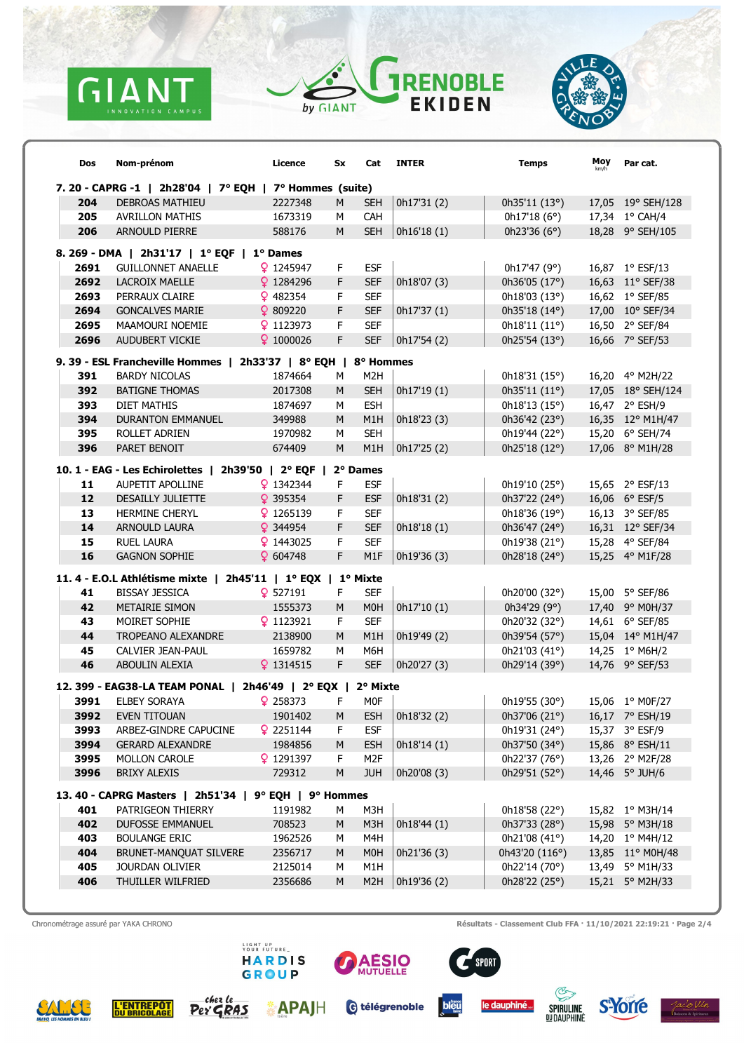| Dos | Nom-prénom | Licence | Sx | Cat | INTER | Temps | Moy km/h | Par cat. |
|---|---|---|---|---|---|---|---|---|
| **7. 20 - CAPRG -1 \| 2h28'04 \| 7° EQH \| 7° Hommes (suite)** | | | | | | | | |
| 204 | DEBROAS MATHIEU | 2227348 | M | SEH | 0h17'31 (2) | 0h35'11 (13°) | 17,05 | 19° SEH/128 |
| 205 | AVRILLON MATHIS | 1673319 | M | CAH | | 0h17'18 (6°) | 17,34 | 1° CAH/4 |
| 206 | ARNOULD PIERRE | 588176 | M | SEH | 0h16'18 (1) | 0h23'36 (6°) | 18,28 | 9° SEH/105 |
| **8. 269 - DMA \| 2h31'17 \| 1° EQF \| 1° Dames** | | | | | | | | |
| 2691 | GUILLONNET ANAELLE | ♀ 1245947 | F | ESF | | 0h17'47 (9°) | 16,87 | 1° ESF/13 |
| 2692 | LACROIX MAELLE | ♀ 1284296 | F | SEF | 0h18'07 (3) | 0h36'05 (17°) | 16,63 | 11° SEF/38 |
| 2693 | PERRAUX CLAIRE | ♀ 482354 | F | SEF | | 0h18'03 (13°) | 16,62 | 1° SEF/85 |
| 2694 | GONCALVES MARIE | ♀ 809220 | F | SEF | 0h17'37 (1) | 0h35'18 (14°) | 17,00 | 10° SEF/34 |
| 2695 | MAAMOURI NOEMIE | ♀ 1123973 | F | SEF | | 0h18'11 (11°) | 16,50 | 2° SEF/84 |
| 2696 | AUDUBERT VICKIE | ♀ 1000026 | F | SEF | 0h17'54 (2) | 0h25'54 (13°) | 16,66 | 7° SEF/53 |
| **9. 39 - ESL Francheville Hommes \| 2h33'37 \| 8° EQH \| 8° Hommes** | | | | | | | | |
| 391 | BARDY NICOLAS | 1874664 | M | M2H | | 0h18'31 (15°) | 16,20 | 4° M2H/22 |
| 392 | BATIGNE THOMAS | 2017308 | M | SEH | 0h17'19 (1) | 0h35'11 (11°) | 17,05 | 18° SEH/124 |
| 393 | DIET MATHIS | 1874697 | M | ESH | | 0h18'13 (15°) | 16,47 | 2° ESH/9 |
| 394 | DURANTON EMMANUEL | 349988 | M | M1H | 0h18'23 (3) | 0h36'42 (23°) | 16,35 | 12° M1H/47 |
| 395 | ROLLET ADRIEN | 1970982 | M | SEH | | 0h19'44 (22°) | 15,20 | 6° SEH/74 |
| 396 | PARET BENOIT | 674409 | M | M1H | 0h17'25 (2) | 0h25'18 (12°) | 17,06 | 8° M1H/28 |
| **10. 1 - EAG - Les Echirolettes \| 2h39'50 \| 2° EQF \| 2° Dames** | | | | | | | | |
| 11 | AUPETIT APOLLINE | ♀ 1342344 | F | ESF | | 0h19'10 (25°) | 15,65 | 2° ESF/13 |
| 12 | DESAILLY JULIETTE | ♀ 395354 | F | ESF | 0h18'31 (2) | 0h37'22 (24°) | 16,06 | 6° ESF/5 |
| 13 | HERMINE CHERYL | ♀ 1265139 | F | SEF | | 0h18'36 (19°) | 16,13 | 3° SEF/85 |
| 14 | ARNOULD LAURA | ♀ 344954 | F | SEF | 0h18'18 (1) | 0h36'47 (24°) | 16,31 | 12° SEF/34 |
| 15 | RUEL LAURA | ♀ 1443025 | F | SEF | | 0h19'38 (21°) | 15,28 | 4° SEF/84 |
| 16 | GAGNON SOPHIE | ♀ 604748 | F | M1F | 0h19'36 (3) | 0h28'18 (24°) | 15,25 | 4° M1F/28 |
| **11. 4 - E.O.L Athlétisme mixte \| 2h45'11 \| 1° EQX \| 1° Mixte** | | | | | | | | |
| 41 | BISSAY JESSICA | ♀ 527191 | F | SEF | | 0h20'00 (32°) | 15,00 | 5° SEF/86 |
| 42 | METAIRIE SIMON | 1555373 | M | M0H | 0h17'10 (1) | 0h34'29 (9°) | 17,40 | 9° M0H/37 |
| 43 | MOIRET SOPHIE | ♀ 1123921 | F | SEF | | 0h20'32 (32°) | 14,61 | 6° SEF/85 |
| 44 | TROPEANO ALEXANDRE | 2138900 | M | M1H | 0h19'49 (2) | 0h39'54 (57°) | 15,04 | 14° M1H/47 |
| 45 | CALVIER JEAN-PAUL | 1659782 | M | M6H | | 0h21'03 (41°) | 14,25 | 1° M6H/2 |
| 46 | ABOULIN ALEXIA | ♀ 1314515 | F | SEF | 0h20'27 (3) | 0h29'14 (39°) | 14,76 | 9° SEF/53 |
| **12. 399 - EAG38-LA TEAM PONAL \| 2h46'49 \| 2° EQX \| 2° Mixte** | | | | | | | | |
| 3991 | ELBEY SORAYA | ♀ 258373 | F | M0F | | 0h19'55 (30°) | 15,06 | 1° M0F/27 |
| 3992 | EVEN TITOUAN | 1901402 | M | ESH | 0h18'32 (2) | 0h37'06 (21°) | 16,17 | 7° ESH/19 |
| 3993 | ARBEZ-GINDRE CAPUCINE | ♀ 2251144 | F | ESF | | 0h19'31 (24°) | 15,37 | 3° ESF/9 |
| 3994 | GERARD ALEXANDRE | 1984856 | M | ESH | 0h18'14 (1) | 0h37'50 (34°) | 15,86 | 8° ESH/11 |
| 3995 | MOLLON CAROLE | ♀ 1291397 | F | M2F | | 0h22'37 (76°) | 13,26 | 2° M2F/28 |
| 3996 | BRIXY ALEXIS | 729312 | M | JUH | 0h20'08 (3) | 0h29'51 (52°) | 14,46 | 5° JUH/6 |
| **13. 40 - CAPRG Masters \| 2h51'34 \| 9° EQH \| 9° Hommes** | | | | | | | | |
| 401 | PATRIGEON THIERRY | 1191982 | M | M3H | | 0h18'58 (22°) | 15,82 | 1° M3H/14 |
| 402 | DUFOSSE EMMANUEL | 708523 | M | M3H | 0h18'44 (1) | 0h37'33 (28°) | 15,98 | 5° M3H/18 |
| 403 | BOULANGE ERIC | 1962526 | M | M4H | | 0h21'08 (41°) | 14,20 | 1° M4H/12 |
| 404 | BRUNET-MANQUAT SILVERE | 2356717 | M | M0H | 0h21'36 (3) | 0h43'20 (116°) | 13,85 | 11° M0H/48 |
| 405 | JOURDAN OLIVIER | 2125014 | M | M1H | | 0h22'14 (70°) | 13,49 | 5° M1H/33 |
| 406 | THUILLER WILFRIED | 2356686 | M | M2H | 0h19'36 (2) | 0h28'22 (25°) | 15,21 | 5° M2H/33 |

Chronométrage assuré par YAKA CHRONO

Résultats - Classement Club FFA · 11/10/2021 22:19:21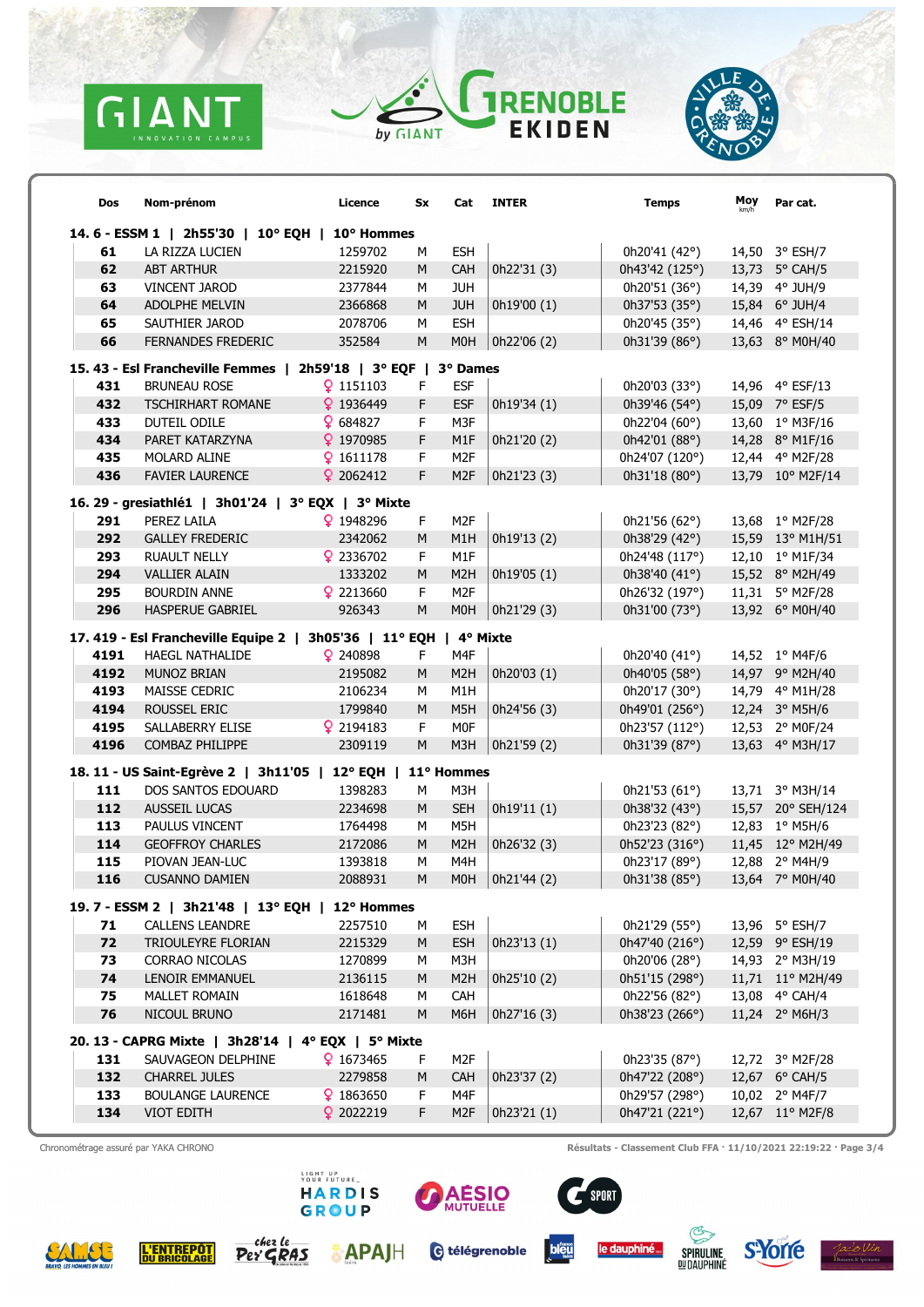| Dos | Nom-prénom | Licence | Sx | Cat | INTER | Temps | Moy km/h | Par cat. |
|---|---|---|---|---|---|---|---|---|
| **14. 6 - ESSM 1 \| 2h55'30 \| 10° EQH \| 10° Hommes** | | | | | | | | |
| 61 | LA RIZZA LUCIEN | 1259702 | M | ESH | | 0h20'41 (42°) | 14,50 | 3° ESH/7 |
| 62 | ABT ARTHUR | 2215920 | M | CAH | 0h22'31 (3) | 0h43'42 (125°) | 13,73 | 5° CAH/5 |
| 63 | VINCENT JAROD | 2377844 | M | JUH | | 0h20'51 (36°) | 14,39 | 4° JUH/9 |
| 64 | ADOLPHE MELVIN | 2366868 | M | JUH | 0h19'00 (1) | 0h37'53 (35°) | 15,84 | 6° JUH/4 |
| 65 | SAUTHIER JAROD | 2078706 | M | ESH | | 0h20'45 (35°) | 14,46 | 4° ESH/14 |
| 66 | FERNANDES FREDERIC | 352584 | M | M0H | 0h22'06 (2) | 0h31'39 (86°) | 13,63 | 8° M0H/40 |
| **15. 43 - Esl Francheville Femmes \| 2h59'18 \| 3° EQF \| 3° Dames** | | | | | | | | |
| 431 | BRUNEAU ROSE | ♀ 1151103 | F | ESF | | 0h20'03 (33°) | 14,96 | 4° ESF/13 |
| 432 | TSCHIRHART ROMANE | ♀ 1936449 | F | ESF | 0h19'34 (1) | 0h39'46 (54°) | 15,09 | 7° ESF/5 |
| 433 | DUTEIL ODILE | ♀ 684827 | F | M3F | | 0h22'04 (60°) | 13,60 | 1° M3F/16 |
| 434 | PARET KATARZYNA | ♀ 1970985 | F | M1F | 0h21'20 (2) | 0h42'01 (88°) | 14,28 | 8° M1F/16 |
| 435 | MOLARD ALINE | ♀ 1611178 | F | M2F | | 0h24'07 (120°) | 12,44 | 4° M2F/28 |
| 436 | FAVIER LAURENCE | ♀ 2062412 | F | M2F | 0h21'23 (3) | 0h31'18 (80°) | 13,79 | 10° M2F/14 |
| **16. 29 - gresiathlé1 \| 3h01'24 \| 3° EQX \| 3° Mixte** | | | | | | | | |
| 291 | PEREZ LAILA | ♀ 1948296 | F | M2F | | 0h21'56 (62°) | 13,68 | 1° M2F/28 |
| 292 | GALLEY FREDERIC | 2342062 | M | M1H | 0h19'13 (2) | 0h38'29 (42°) | 15,59 | 13° M1H/51 |
| 293 | RUAULT NELLY | ♀ 2336702 | F | M1F | | 0h24'48 (117°) | 12,10 | 1° M1F/34 |
| 294 | VALLIER ALAIN | 1333202 | M | M2H | 0h19'05 (1) | 0h38'40 (41°) | 15,52 | 8° M2H/49 |
| 295 | BOURDIN ANNE | ♀ 2213660 | F | M2F | | 0h26'32 (197°) | 11,31 | 5° M2F/28 |
| 296 | HASPERUE GABRIEL | 926343 | M | M0H | 0h21'29 (3) | 0h31'00 (73°) | 13,92 | 6° M0H/40 |
| **17. 419 - Esl Francheville Equipe 2 \| 3h05'36 \| 11° EQH \| 4° Mixte** | | | | | | | | |
| 4191 | HAEGL NATHALIDE | ♀ 240898 | F | M4F | | 0h20'40 (41°) | 14,52 | 1° M4F/6 |
| 4192 | MUNOZ BRIAN | 2195082 | M | M2H | 0h20'03 (1) | 0h40'05 (58°) | 14,97 | 9° M2H/40 |
| 4193 | MAISSE CEDRIC | 2106234 | M | M1H | | 0h20'17 (30°) | 14,79 | 4° M1H/28 |
| 4194 | ROUSSEL ERIC | 1799840 | M | M5H | 0h24'56 (3) | 0h49'01 (256°) | 12,24 | 3° M5H/6 |
| 4195 | SALLABERRY ELISE | ♀ 2194183 | F | M0F | | 0h23'57 (112°) | 12,53 | 2° M0F/24 |
| 4196 | COMBAZ PHILIPPE | 2309119 | M | M3H | 0h21'59 (2) | 0h31'39 (87°) | 13,63 | 4° M3H/17 |
| **18. 11 - US Saint-Egrève 2 \| 3h11'05 \| 12° EQH \| 11° Hommes** | | | | | | | | |
| 111 | DOS SANTOS EDOUARD | 1398283 | M | M3H | | 0h21'53 (61°) | 13,71 | 3° M3H/14 |
| 112 | AUSSEIL LUCAS | 2234698 | M | SEH | 0h19'11 (1) | 0h38'32 (43°) | 15,57 | 20° SEH/124 |
| 113 | PAULUS VINCENT | 1764498 | M | M5H | | 0h23'23 (82°) | 12,83 | 1° M5H/6 |
| 114 | GEOFFROY CHARLES | 2172086 | M | M2H | 0h26'32 (3) | 0h52'23 (316°) | 11,45 | 12° M2H/49 |
| 115 | PIOVAN JEAN-LUC | 1393818 | M | M4H | | 0h23'17 (89°) | 12,88 | 2° M4H/9 |
| 116 | CUSANNO DAMIEN | 2088931 | M | M0H | 0h21'44 (2) | 0h31'38 (85°) | 13,64 | 7° M0H/40 |
| **19. 7 - ESSM 2 \| 3h21'48 \| 13° EQH \| 12° Hommes** | | | | | | | | |
| 71 | CALLENS LEANDRE | 2257510 | M | ESH | | 0h21'29 (55°) | 13,96 | 5° ESH/7 |
| 72 | TRIOULEYRE FLORIAN | 2215329 | M | ESH | 0h23'13 (1) | 0h47'40 (216°) | 12,59 | 9° ESH/19 |
| 73 | CORRAO NICOLAS | 1270899 | M | M3H | | 0h20'06 (28°) | 14,93 | 2° M3H/19 |
| 74 | LENOIR EMMANUEL | 2136115 | M | M2H | 0h25'10 (2) | 0h51'15 (298°) | 11,71 | 11° M2H/49 |
| 75 | MALLET ROMAIN | 1618648 | M | CAH | | 0h22'56 (82°) | 13,08 | 4° CAH/4 |
| 76 | NICOUL BRUNO | 2171481 | M | M6H | 0h27'16 (3) | 0h38'23 (266°) | 11,24 | 2° M6H/3 |
| **20. 13 - CAPRG Mixte \| 3h28'14 \| 4° EQX \| 5° Mixte** | | | | | | | | |
| 131 | SAUVAGEON DELPHINE | ♀ 1673465 | F | M2F | | 0h23'35 (87°) | 12,72 | 3° M2F/28 |
| 132 | CHARREL JULES | 2279858 | M | CAH | 0h23'37 (2) | 0h47'22 (208°) | 12,67 | 6° CAH/5 |
| 133 | BOULANGE LAURENCE | ♀ 1863650 | F | M4F | | 0h29'57 (298°) | 10,02 | 2° M4F/7 |
| 134 | VIOT EDITH | ♀ 2022219 | F | M2F | 0h23'21 (1) | 0h47'21 (221°) | 12,67 | 11° M2F/8 |

Chronométrage assuré par YAKA CHRONO

Résultats - Classement Club FFA · 11/10/2021 22:19:22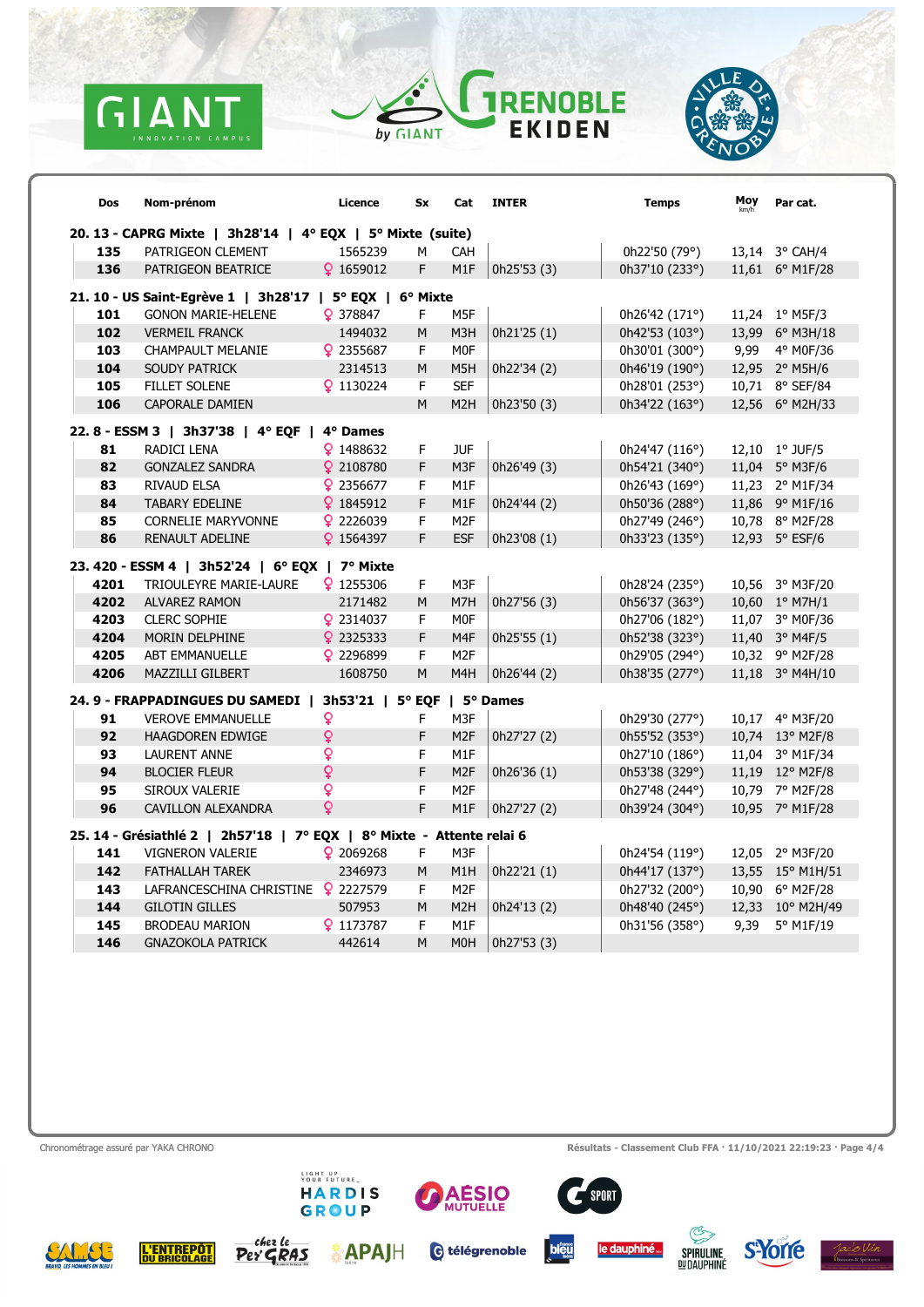| Dos | Nom-prénom | Licence | Sx | Cat | INTER | Temps | Moy km/h | Par cat. |
|---|---|---|---|---|---|---|---|---|
| **20. 13 - CAPRG Mixte \| 3h28'14 \| 4° EQX \| 5° Mixte (suite)** | | | | | | | | |
| **135** | PATRIGEON CLEMENT | 1565239 | M | CAH | | 0h22'50 (79°) | 13,14 | 3° CAH/4 |
| **136** | PATRIGEON BEATRICE | ♀ 1659012 | F | M1F | 0h25'53 (3) | 0h37'10 (233°) | 11,61 | 6° M1F/28 |
| **21. 10 - US Saint-Egrève 1 \| 3h28'17 \| 5° EQX \| 6° Mixte** | | | | | | | | |
| **101** | GONON MARIE-HELENE | ♀ 378847 | F | M5F | | 0h26'42 (171°) | 11,24 | 1° M5F/3 |
| **102** | VERMEIL FRANCK | 1494032 | M | M3H | 0h21'25 (1) | 0h42'53 (103°) | 13,99 | 6° M3H/18 |
| **103** | CHAMPAULT MELANIE | ♀ 2355687 | F | M0F | | 0h30'01 (300°) | 9,99 | 4° M0F/36 |
| **104** | SOUDY PATRICK | 2314513 | M | M5H | 0h22'34 (2) | 0h46'19 (190°) | 12,95 | 2° M5H/6 |
| **105** | FILLET SOLENE | ♀ 1130224 | F | SEF | | 0h28'01 (253°) | 10,71 | 8° SEF/84 |
| **106** | CAPORALE DAMIEN | | M | M2H | 0h23'50 (3) | 0h34'22 (163°) | 12,56 | 6° M2H/33 |
| **22. 8 - ESSM 3 \| 3h37'38 \| 4° EQF \| 4° Dames** | | | | | | | | |
| **81** | RADICI LENA | ♀ 1488632 | F | JUF | | 0h24'47 (116°) | 12,10 | 1° JUF/5 |
| **82** | GONZALEZ SANDRA | ♀ 2108780 | F | M3F | 0h26'49 (3) | 0h54'21 (340°) | 11,04 | 5° M3F/6 |
| **83** | RIVAUD ELSA | ♀ 2356677 | F | M1F | | 0h26'43 (169°) | 11,23 | 2° M1F/34 |
| **84** | TABARY EDELINE | ♀ 1845912 | F | M1F | 0h24'44 (2) | 0h50'36 (288°) | 11,86 | 9° M1F/16 |
| **85** | CORNELIE MARYVONNE | ♀ 2226039 | F | M2F | | 0h27'49 (246°) | 10,78 | 8° M2F/28 |
| **86** | RENAULT ADELINE | ♀ 1564397 | F | ESF | 0h23'08 (1) | 0h33'23 (135°) | 12,93 | 5° ESF/6 |
| **23. 420 - ESSM 4 \| 3h52'24 \| 6° EQX \| 7° Mixte** | | | | | | | | |
| **4201** | TRIOULEYRE MARIE-LAURE | ♀ 1255306 | F | M3F | | 0h28'24 (235°) | 10,56 | 3° M3F/20 |
| **4202** | ALVAREZ RAMON | 2171482 | M | M7H | 0h27'56 (3) | 0h56'37 (363°) | 10,60 | 1° M7H/1 |
| **4203** | CLERC SOPHIE | ♀ 2314037 | F | M0F | | 0h27'06 (182°) | 11,07 | 3° M0F/36 |
| **4204** | MORIN DELPHINE | ♀ 2325333 | F | M4F | 0h25'55 (1) | 0h52'38 (323°) | 11,40 | 3° M4F/5 |
| **4205** | ABT EMMANUELLE | ♀ 2296899 | F | M2F | | 0h29'05 (294°) | 10,32 | 9° M2F/28 |
| **4206** | MAZZILLI GILBERT | 1608750 | M | M4H | 0h26'44 (2) | 0h38'35 (277°) | 11,18 | 3° M4H/10 |
| **24. 9 - FRAPPADINGUES DU SAMEDI \| 3h53'21 \| 5° EQF \| 5° Dames** | | | | | | | | |
| **91** | VEROVE EMMANUELLE | ♀ | F | M3F | | 0h29'30 (277°) | 10,17 | 4° M3F/20 |
| **92** | HAAGDOREN EDWIGE | ♀ | F | M2F | 0h27'27 (2) | 0h55'52 (353°) | 10,74 | 13° M2F/8 |
| **93** | LAURENT ANNE | ♀ | F | M1F | | 0h27'10 (186°) | 11,04 | 3° M1F/34 |
| **94** | BLOCIER FLEUR | ♀ | F | M2F | 0h26'36 (1) | 0h53'38 (329°) | 11,19 | 12° M2F/8 |
| **95** | SIROUX VALERIE | ♀ | F | M2F | | 0h27'48 (244°) | 10,79 | 7° M2F/28 |
| **96** | CAVILLON ALEXANDRA | ♀ | F | M1F | 0h27'27 (2) | 0h39'24 (304°) | 10,95 | 7° M1F/28 |
| **25. 14 - Grésiathlé 2 \| 2h57'18 \| 7° EQX \| 8° Mixte - Attente relai 6** | | | | | | | | |
| **141** | VIGNERON VALERIE | ♀ 2069268 | F | M3F | | 0h24'54 (119°) | 12,05 | 2° M3F/20 |
| **142** | FATHALLAH TAREK | 2346973 | M | M1H | 0h22'21 (1) | 0h44'17 (137°) | 13,55 | 15° M1H/51 |
| **143** | LAFRANCESCHINA CHRISTINE | ♀ 2227579 | F | M2F | | 0h27'32 (200°) | 10,90 | 6° M2F/28 |
| **144** | GILOTIN GILLES | 507953 | M | M2H | 0h24'13 (2) | 0h48'40 (245°) | 12,33 | 10° M2H/49 |
| **145** | BRODEAU MARION | ♀ 1173787 | F | M1F | | 0h31'56 (358°) | 9,39 | 5° M1F/19 |
| **146** | GNAZOKOLA PATRICK | 442614 | M | M0H | 0h27'53 (3) | | | |

Chronométrage assuré par YAKA CHRONO

Résultats - Classement Club FFA · 11/10/2021 22:19:23